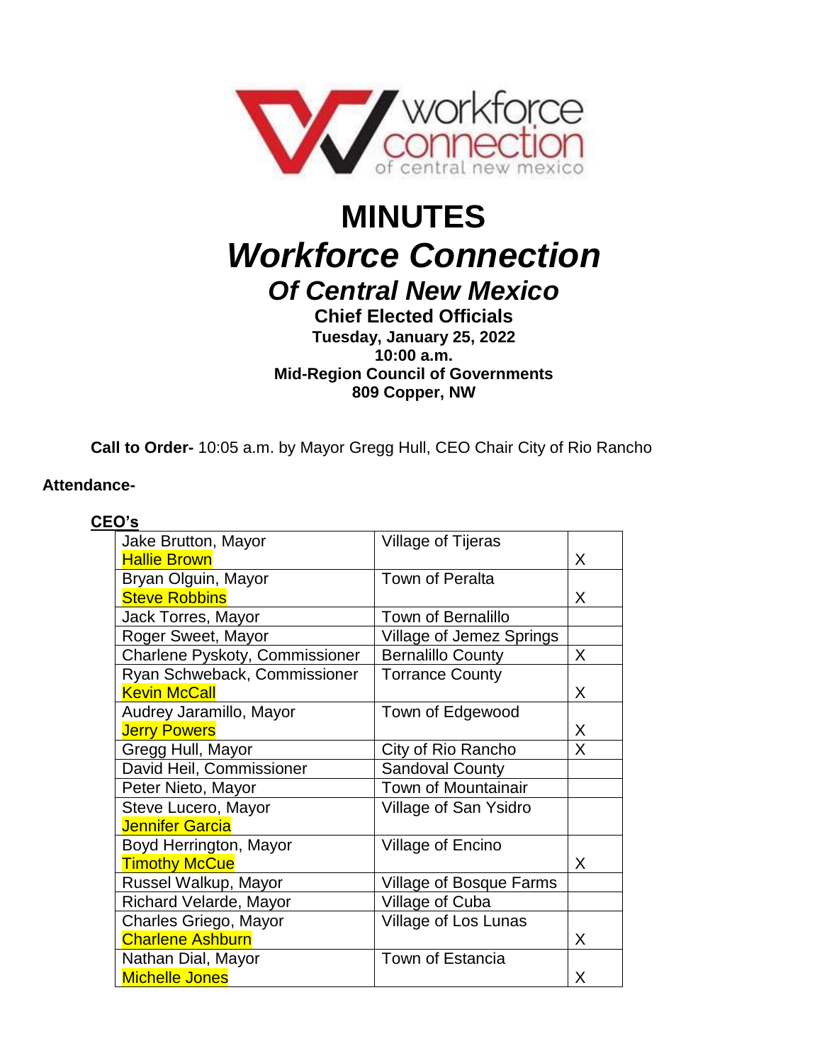# MINUTES

## *Workforce Connection*

### *Of Central New Mexico*

**Chief Elected Officials**
**Tuesday, January 25, 2022**
**10:00 a.m.**
**Mid-Region Council of Governments**
**809 Copper, NW**

**Call to Order-** 10:05 a.m. by Mayor Gregg Hull, CEO Chair City of Rio Rancho

**Attendance-**

**CEO's**

| | | |
|---|---|---|
| Jake Brutton, Mayor<br>Hallie Brown | Village of Tijeras | X |
| Bryan Olguin, Mayor<br>Steve Robbins | Town of Peralta | X |
| Jack Torres, Mayor | Town of Bernalillo | |
| Roger Sweet, Mayor | Village of Jemez Springs | |
| Charlene Pyskoty, Commissioner | Bernalillo County | X |
| Ryan Schweback, Commissioner<br>Kevin McCall | Torrance County | X |
| Audrey Jaramillo, Mayor<br>Jerry Powers | Town of Edgewood | X |
| Gregg Hull, Mayor | City of Rio Rancho | X |
| David Heil, Commissioner | Sandoval County | |
| Peter Nieto, Mayor | Town of Mountainair | |
| Steve Lucero, Mayor<br>Jennifer Garcia | Village of San Ysidro | |
| Boyd Herrington, Mayor<br>Timothy McCue | Village of Encino | X |
| Russel Walkup, Mayor | Village of Bosque Farms | |
| Richard Velarde, Mayor | Village of Cuba | |
| Charles Griego, Mayor<br>Charlene Ashburn | Village of Los Lunas | X |
| Nathan Dial, Mayor<br>Michelle Jones | Town of Estancia | X |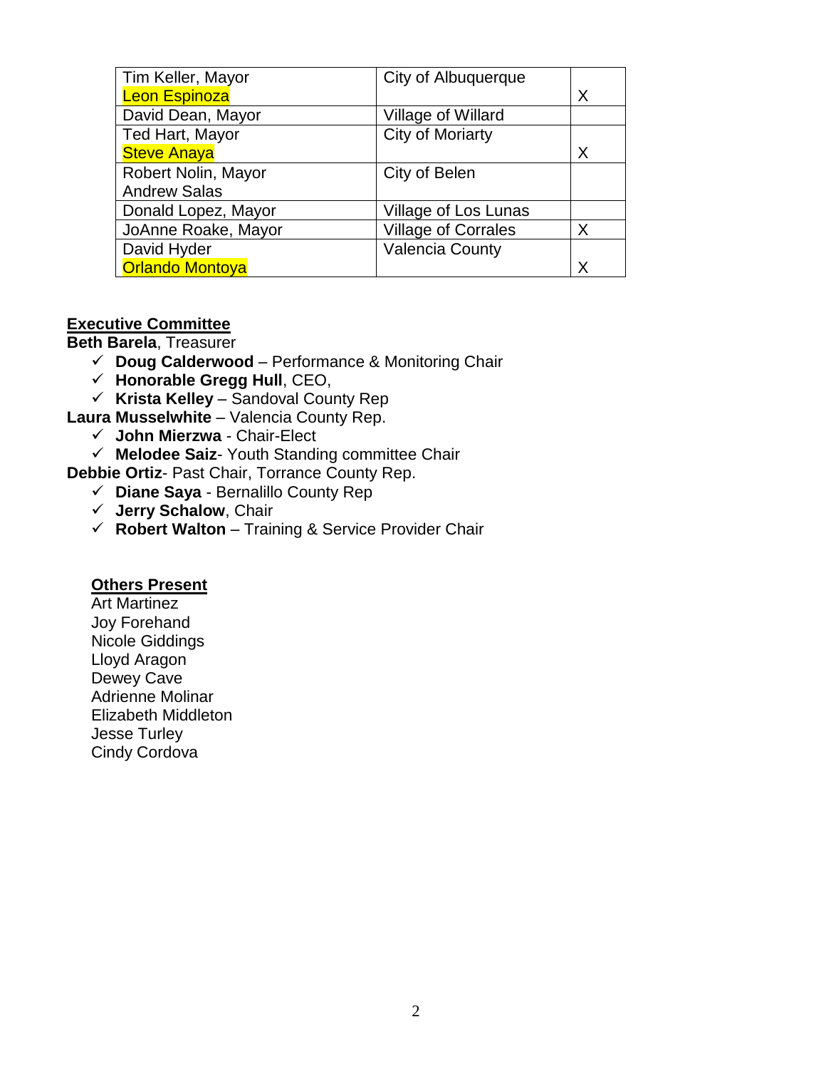| | | |
|---|---|---|
| Tim Keller, Mayor<br>Leon Espinoza | City of Albuquerque | X |
| David Dean, Mayor | Village of Willard | |
| Ted Hart, Mayor<br>Steve Anaya | City of Moriarty | X |
| Robert Nolin, Mayor<br>Andrew Salas | City of Belen | |
| Donald Lopez, Mayor | Village of Los Lunas | |
| JoAnne Roake, Mayor | Village of Corrales | X |
| David Hyder<br>Orlando Montoya | Valencia County | X |

## Executive Committee

**Beth Barela**, Treasurer

- ✓ **Doug Calderwood** – Performance & Monitoring Chair
- ✓ **Honorable Gregg Hull**, CEO,
- ✓ **Krista Kelley** – Sandoval County Rep

**Laura Musselwhite** – Valencia County Rep.

- ✓ **John Mierzwa** - Chair-Elect
- ✓ **Melodee Saiz**- Youth Standing committee Chair

**Debbie Ortiz**- Past Chair, Torrance County Rep.

- ✓ **Diane Saya** - Bernalillo County Rep
- ✓ **Jerry Schalow**, Chair
- ✓ **Robert Walton** – Training & Service Provider Chair

## Others Present

Art Martinez
Joy Forehand
Nicole Giddings
Lloyd Aragon
Dewey Cave
Adrienne Molinar
Elizabeth Middleton
Jesse Turley
Cindy Cordova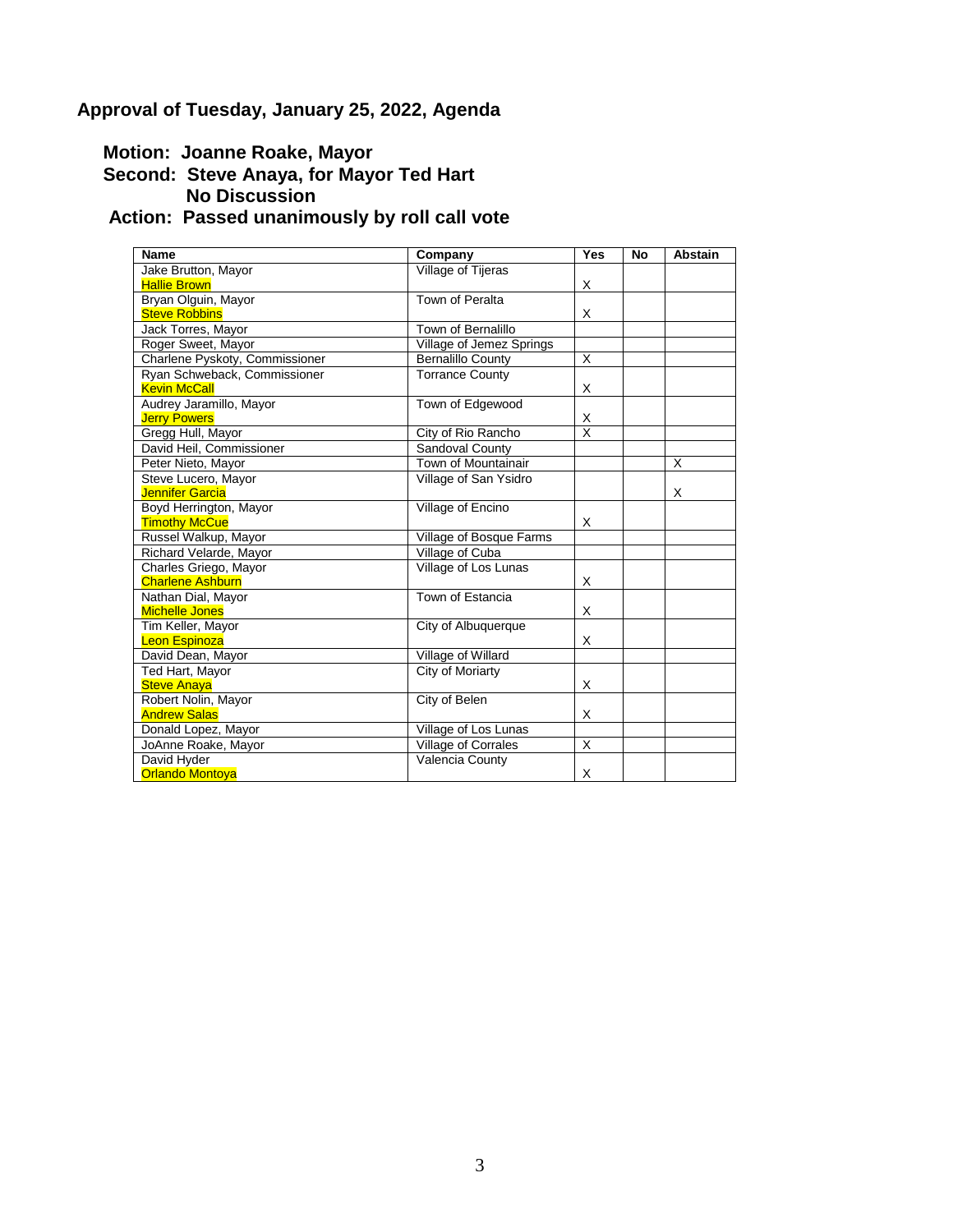## Approval of Tuesday, January 25, 2022, Agenda

**Motion: Joanne Roake, Mayor**
**Second: Steve Anaya, for Mayor Ted Hart**
**No Discussion**
**Action: Passed unanimously by roll call vote**

| Name | Company | Yes | No | Abstain |
|---|---|---|---|---|
| Jake Brutton, Mayor<br>Hallie Brown | Village of Tijeras | X | | |
| Bryan Olguin, Mayor<br>Steve Robbins | Town of Peralta | X | | |
| Jack Torres, Mayor | Town of Bernalillo | | | |
| Roger Sweet, Mayor | Village of Jemez Springs | | | |
| Charlene Pyskoty, Commissioner | Bernalillo County | X | | |
| Ryan Schweback, Commissioner<br>Kevin McCall | Torrance County | X | | |
| Audrey Jaramillo, Mayor<br>Jerry Powers | Town of Edgewood | X | | |
| Gregg Hull, Mayor | City of Rio Rancho | X | | |
| David Heil, Commissioner | Sandoval County | | | |
| Peter Nieto, Mayor | Town of Mountainair | | | X |
| Steve Lucero, Mayor<br>Jennifer Garcia | Village of San Ysidro | | | X |
| Boyd Herrington, Mayor<br>Timothy McCue | Village of Encino | X | | |
| Russel Walkup, Mayor | Village of Bosque Farms | | | |
| Richard Velarde, Mayor | Village of Cuba | | | |
| Charles Griego, Mayor<br>Charlene Ashburn | Village of Los Lunas | X | | |
| Nathan Dial, Mayor<br>Michelle Jones | Town of Estancia | X | | |
| Tim Keller, Mayor<br>Leon Espinoza | City of Albuquerque | X | | |
| David Dean, Mayor | Village of Willard | | | |
| Ted Hart, Mayor<br>Steve Anaya | City of Moriarty | X | | |
| Robert Nolin, Mayor<br>Andrew Salas | City of Belen | X | | |
| Donald Lopez, Mayor | Village of Los Lunas | | | |
| JoAnne Roake, Mayor | Village of Corrales | X | | |
| David Hyder<br>Orlando Montoya | Valencia County | X | | |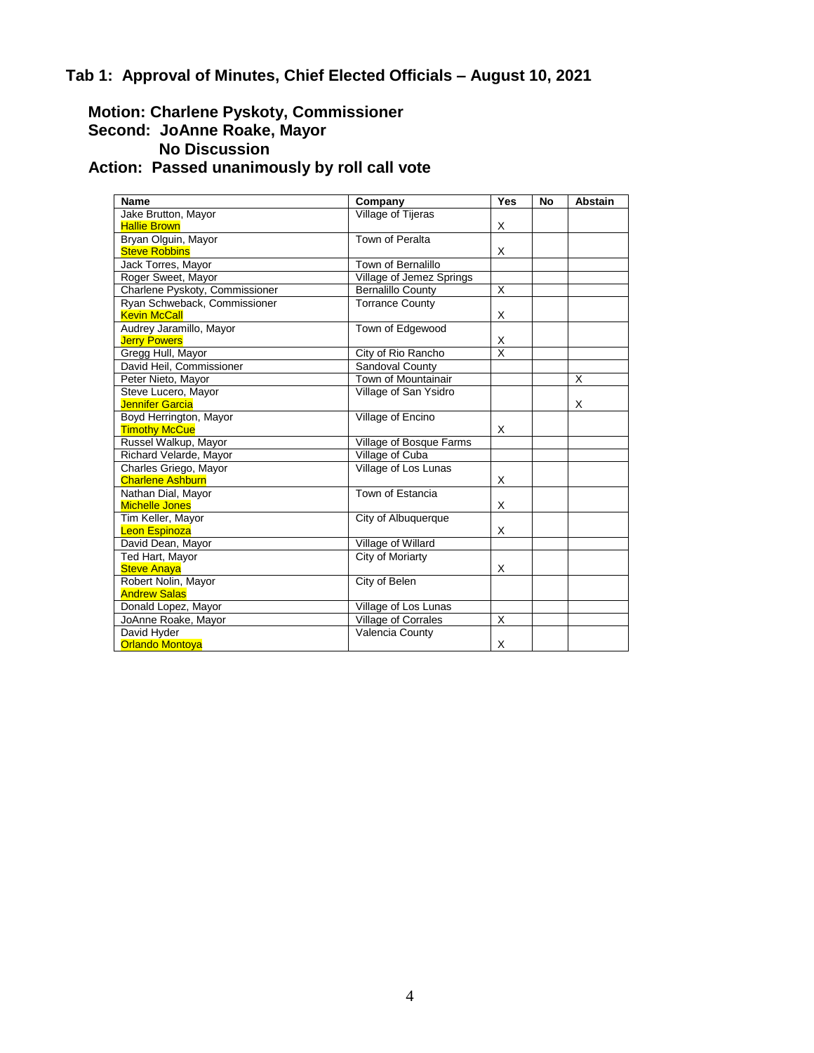# Tab 1: Approval of Minutes, Chief Elected Officials – August 10, 2021

**Motion: Charlene Pyskoty, Commissioner**
**Second: JoAnne Roake, Mayor**
**No Discussion**
**Action: Passed unanimously by roll call vote**

| Name | Company | Yes | No | Abstain |
|---|---|---|---|---|
| Jake Brutton, Mayor<br>Hallie Brown | Village of Tijeras | X | | |
| Bryan Olguin, Mayor<br>Steve Robbins | Town of Peralta | X | | |
| Jack Torres, Mayor | Town of Bernalillo | | | |
| Roger Sweet, Mayor | Village of Jemez Springs | | | |
| Charlene Pyskoty, Commissioner | Bernalillo County | X | | |
| Ryan Schweback, Commissioner<br>Kevin McCall | Torrance County | X | | |
| Audrey Jaramillo, Mayor<br>Jerry Powers | Town of Edgewood | X | | |
| Gregg Hull, Mayor | City of Rio Rancho | X | | |
| David Heil, Commissioner | Sandoval County | | | |
| Peter Nieto, Mayor | Town of Mountainair | | | X |
| Steve Lucero, Mayor<br>Jennifer Garcia | Village of San Ysidro | | | X |
| Boyd Herrington, Mayor<br>Timothy McCue | Village of Encino | X | | |
| Russel Walkup, Mayor | Village of Bosque Farms | | | |
| Richard Velarde, Mayor | Village of Cuba | | | |
| Charles Griego, Mayor<br>Charlene Ashburn | Village of Los Lunas | X | | |
| Nathan Dial, Mayor<br>Michelle Jones | Town of Estancia | X | | |
| Tim Keller, Mayor<br>Leon Espinoza | City of Albuquerque | X | | |
| David Dean, Mayor | Village of Willard | | | |
| Ted Hart, Mayor<br>Steve Anaya | City of Moriarty | X | | |
| Robert Nolin, Mayor<br>Andrew Salas | City of Belen | | | |
| Donald Lopez, Mayor | Village of Los Lunas | | | |
| JoAnne Roake, Mayor | Village of Corrales | X | | |
| David Hyder<br>Orlando Montoya | Valencia County | X | | |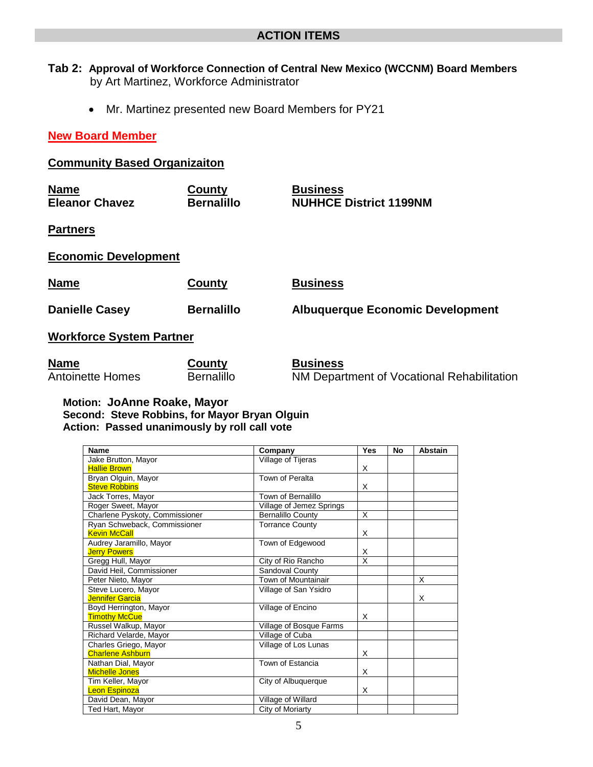## ACTION ITEMS

**Tab 2: Approval of Workforce Connection of Central New Mexico (WCCNM) Board Members** by Art Martinez, Workforce Administrator

- Mr. Martinez presented new Board Members for PY21

**New Board Member**

**Community Based Organizaiton**

| **Name** | **County** | **Business** |
|---|---|---|
| **Eleanor Chavez** | **Bernalillo** | **NUHHCE District 1199NM** |

**Partners**

**Economic Development**

| **Name** | **County** | **Business** |
|---|---|---|
| **Danielle Casey** | **Bernalillo** | **Albuquerque Economic Development** |

**Workforce System Partner**

| **Name** | **County** | **Business** |
|---|---|---|
| Antoinette Homes | Bernalillo | NM Department of Vocational Rehabilitation |

**Motion: JoAnne Roake, Mayor**
**Second: Steve Robbins, for Mayor Bryan Olguin**
**Action: Passed unanimously by roll call vote**

| Name | Company | Yes | No | Abstain |
|---|---|---|---|---|
| Jake Brutton, Mayor<br>Hallie Brown | Village of Tijeras | X | | |
| Bryan Olguin, Mayor<br>Steve Robbins | Town of Peralta | X | | |
| Jack Torres, Mayor | Town of Bernalillo | | | |
| Roger Sweet, Mayor | Village of Jemez Springs | | | |
| Charlene Pyskoty, Commissioner | Bernalillo County | X | | |
| Ryan Schweback, Commissioner<br>Kevin McCall | Torrance County | X | | |
| Audrey Jaramillo, Mayor<br>Jerry Powers | Town of Edgewood | X | | |
| Gregg Hull, Mayor | City of Rio Rancho | X | | |
| David Heil, Commissioner | Sandoval County | | | |
| Peter Nieto, Mayor | Town of Mountainair | | | X |
| Steve Lucero, Mayor<br>Jennifer Garcia | Village of San Ysidro | | | X |
| Boyd Herrington, Mayor<br>Timothy McCue | Village of Encino | X | | |
| Russel Walkup, Mayor | Village of Bosque Farms | | | |
| Richard Velarde, Mayor | Village of Cuba | | | |
| Charles Griego, Mayor<br>Charlene Ashburn | Village of Los Lunas | X | | |
| Nathan Dial, Mayor<br>Michelle Jones | Town of Estancia | X | | |
| Tim Keller, Mayor<br>Leon Espinoza | City of Albuquerque | X | | |
| David Dean, Mayor | Village of Willard | | | |
| Ted Hart, Mayor | City of Moriarty | | | |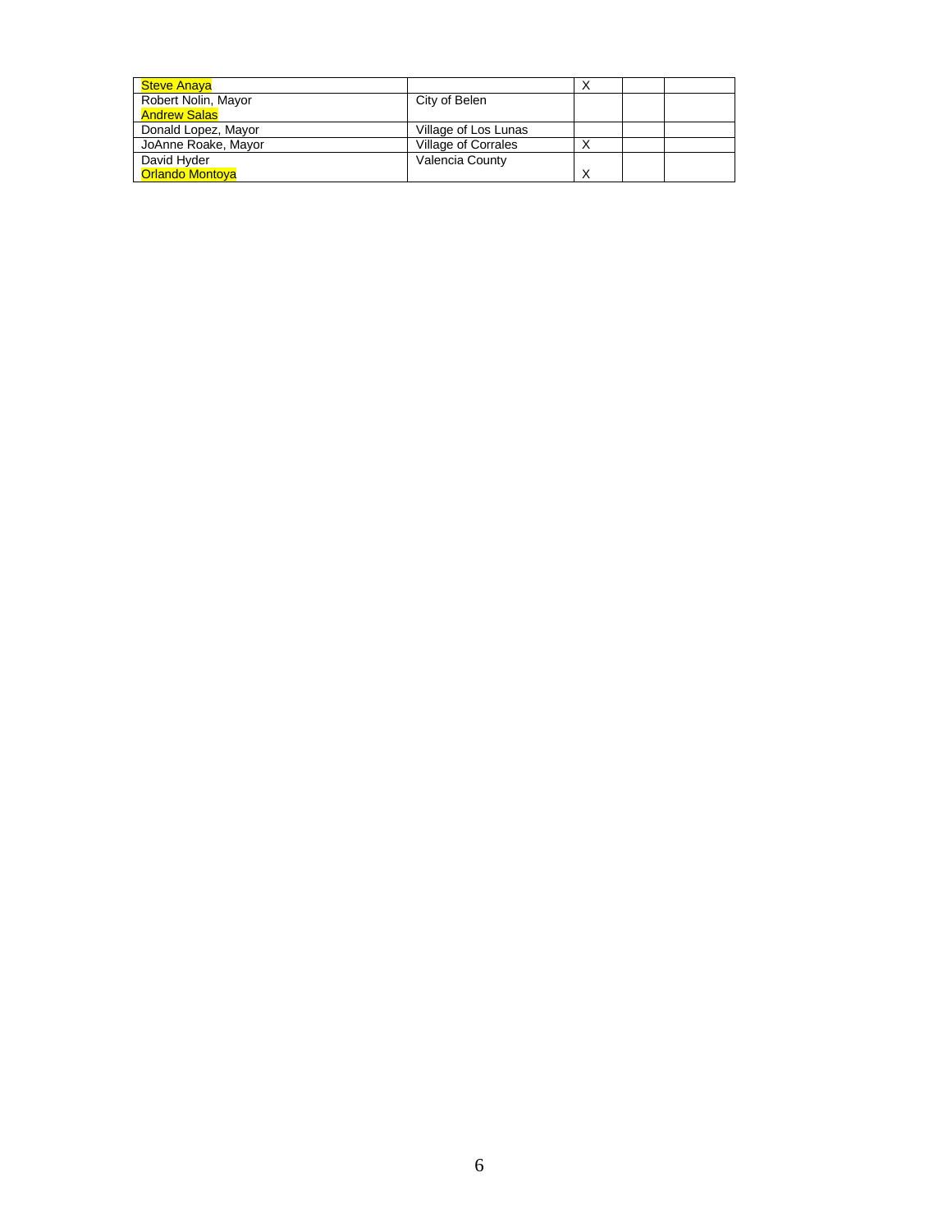| | | | | |
|---|---|---|---|---|
| Steve Anaya | | X | | |
| Robert Nolin, Mayor<br>Andrew Salas | City of Belen | | | |
| Donald Lopez, Mayor | Village of Los Lunas | | | |
| JoAnne Roake, Mayor | Village of Corrales | X | | |
| David Hyder<br>Orlando Montoya | Valencia County | X | | |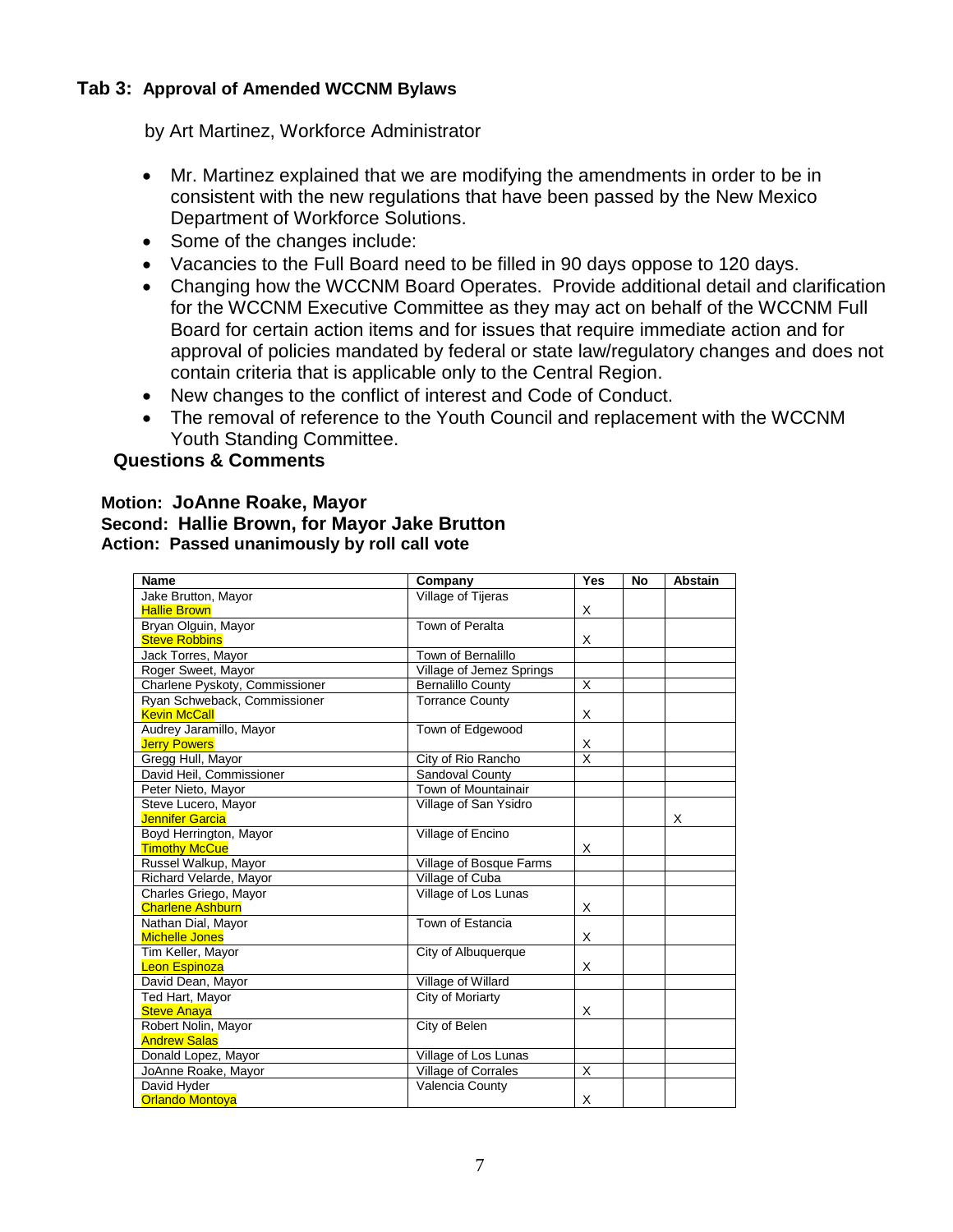## Tab 3: Approval of Amended WCCNM Bylaws

by Art Martinez, Workforce Administrator

- Mr. Martinez explained that we are modifying the amendments in order to be in consistent with the new regulations that have been passed by the New Mexico Department of Workforce Solutions.
- Some of the changes include:
- Vacancies to the Full Board need to be filled in 90 days oppose to 120 days.
- Changing how the WCCNM Board Operates. Provide additional detail and clarification for the WCCNM Executive Committee as they may act on behalf of the WCCNM Full Board for certain action items and for issues that require immediate action and for approval of policies mandated by federal or state law/regulatory changes and does not contain criteria that is applicable only to the Central Region.
- New changes to the conflict of interest and Code of Conduct.
- The removal of reference to the Youth Council and replacement with the WCCNM Youth Standing Committee.

**Questions & Comments**

**Motion: JoAnne Roake, Mayor**
**Second: Hallie Brown, for Mayor Jake Brutton**
**Action: Passed unanimously by roll call vote**

| Name | Company | Yes | No | Abstain |
|---|---|---|---|---|
| Jake Brutton, Mayor<br>Hallie Brown | Village of Tijeras | X | | |
| Bryan Olguin, Mayor<br>Steve Robbins | Town of Peralta | X | | |
| Jack Torres, Mayor | Town of Bernalillo | | | |
| Roger Sweet, Mayor | Village of Jemez Springs | | | |
| Charlene Pyskoty, Commissioner | Bernalillo County | X | | |
| Ryan Schweback, Commissioner<br>Kevin McCall | Torrance County | X | | |
| Audrey Jaramillo, Mayor<br>Jerry Powers | Town of Edgewood | X | | |
| Gregg Hull, Mayor | City of Rio Rancho | X | | |
| David Heil, Commissioner | Sandoval County | | | |
| Peter Nieto, Mayor | Town of Mountainair | | | |
| Steve Lucero, Mayor<br>Jennifer Garcia | Village of San Ysidro | | | X |
| Boyd Herrington, Mayor<br>Timothy McCue | Village of Encino | X | | |
| Russel Walkup, Mayor | Village of Bosque Farms | | | |
| Richard Velarde, Mayor | Village of Cuba | | | |
| Charles Griego, Mayor<br>Charlene Ashburn | Village of Los Lunas | X | | |
| Nathan Dial, Mayor<br>Michelle Jones | Town of Estancia | X | | |
| Tim Keller, Mayor<br>Leon Espinoza | City of Albuquerque | X | | |
| David Dean, Mayor | Village of Willard | | | |
| Ted Hart, Mayor<br>Steve Anaya | City of Moriarty | X | | |
| Robert Nolin, Mayor<br>Andrew Salas | City of Belen | | | |
| Donald Lopez, Mayor | Village of Los Lunas | | | |
| JoAnne Roake, Mayor | Village of Corrales | X | | |
| David Hyder<br>Orlando Montoya | Valencia County | X | | |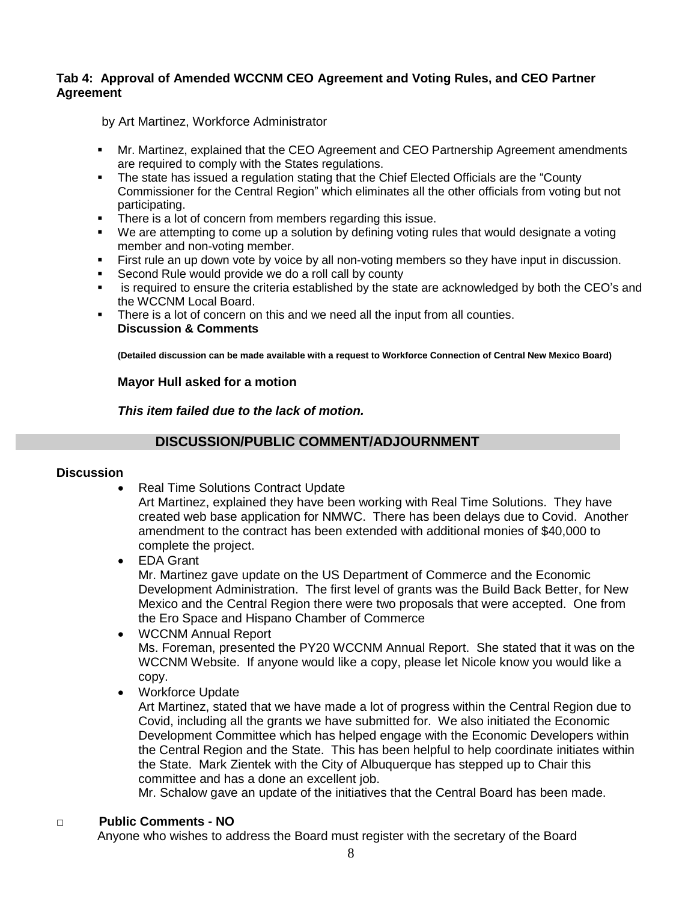**Tab 4: Approval of Amended WCCNM CEO Agreement and Voting Rules, and CEO Partner Agreement**

by Art Martinez, Workforce Administrator

- Mr. Martinez, explained that the CEO Agreement and CEO Partnership Agreement amendments are required to comply with the States regulations.
- The state has issued a regulation stating that the Chief Elected Officials are the "County Commissioner for the Central Region" which eliminates all the other officials from voting but not participating.
- There is a lot of concern from members regarding this issue.
- We are attempting to come up a solution by defining voting rules that would designate a voting member and non-voting member.
- First rule an up down vote by voice by all non-voting members so they have input in discussion.
- Second Rule would provide we do a roll call by county
- is required to ensure the criteria established by the state are acknowledged by both the CEO's and the WCCNM Local Board.
- There is a lot of concern on this and we need all the input from all counties.

**Discussion & Comments**

**(Detailed discussion can be made available with a request to Workforce Connection of Central New Mexico Board)**

**Mayor Hull asked for a motion**

***This item failed due to the lack of motion.***

## DISCUSSION/PUBLIC COMMENT/ADJOURNMENT

**Discussion**

- Real Time Solutions Contract Update
  Art Martinez, explained they have been working with Real Time Solutions. They have created web base application for NMWC. There has been delays due to Covid. Another amendment to the contract has been extended with additional monies of $40,000 to complete the project.
- EDA Grant
  Mr. Martinez gave update on the US Department of Commerce and the Economic Development Administration. The first level of grants was the Build Back Better, for New Mexico and the Central Region there were two proposals that were accepted. One from the Ero Space and Hispano Chamber of Commerce
- WCCNM Annual Report
  Ms. Foreman, presented the PY20 WCCNM Annual Report. She stated that it was on the WCCNM Website. If anyone would like a copy, please let Nicole know you would like a copy.
- Workforce Update
  Art Martinez, stated that we have made a lot of progress within the Central Region due to Covid, including all the grants we have submitted for. We also initiated the Economic Development Committee which has helped engage with the Economic Developers within the Central Region and the State. This has been helpful to help coordinate initiates within the State. Mark Zientek with the City of Albuquerque has stepped up to Chair this committee and has a done an excellent job.
  Mr. Schalow gave an update of the initiatives that the Central Board has been made.

□ **Public Comments - NO**
Anyone who wishes to address the Board must register with the secretary of the Board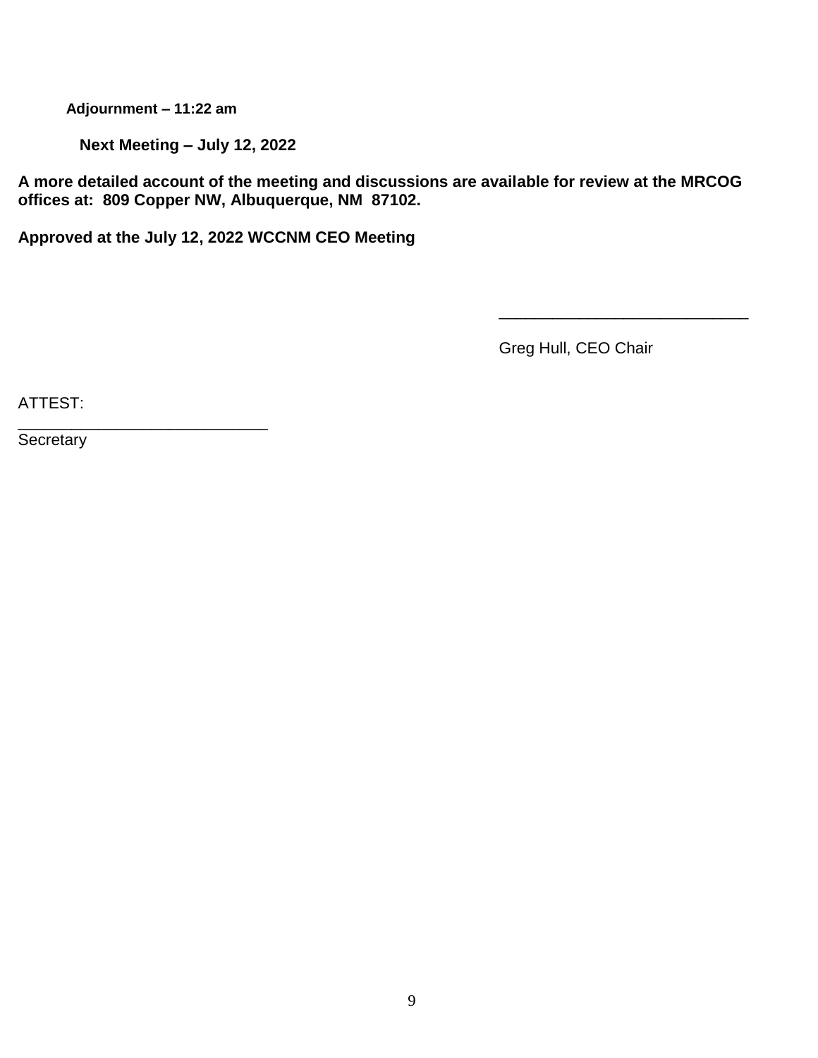**Adjournment – 11:22 am**

**Next Meeting – July 12, 2022**

**A more detailed account of the meeting and discussions are available for review at the MRCOG offices at: 809 Copper NW, Albuquerque, NM 87102.**

**Approved at the July 12, 2022 WCCNM CEO Meeting**

____________________________

Greg Hull, CEO Chair

ATTEST:

____________________________

Secretary